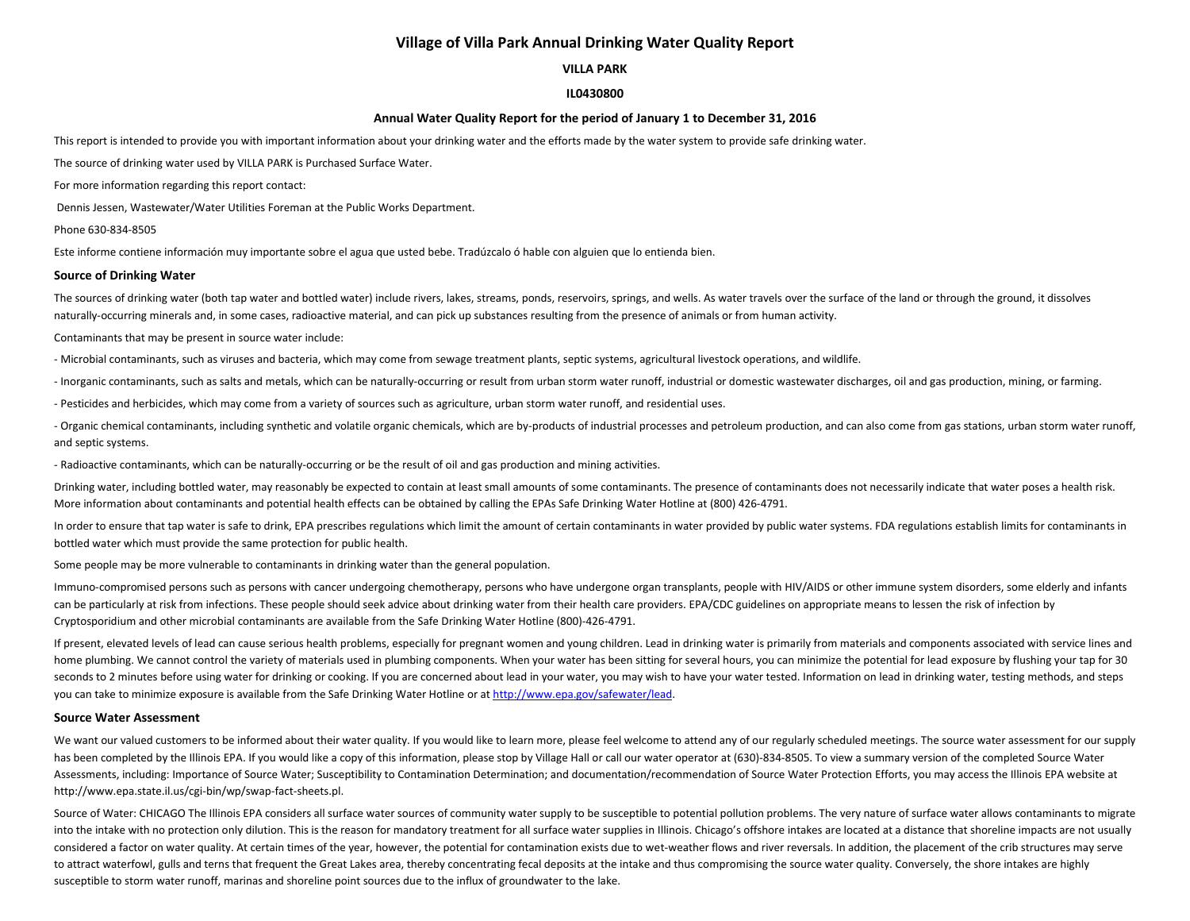# Village of Villa Park Annual Drinking Water Quality Report

**VILLA PARK**

**IL0430800**

**Annual Water Quality Report for the period of January 1 to December 31, 2016**

This report is intended to provide you with important information about your drinking water and the efforts made by the water system to provide safe drinking water.

The source of drinking water used by VILLA PARK is Purchased Surface Water.

For more information regarding this report contact:

Dennis Jessen, Wastewater/Water Utilities Foreman at the Public Works Department.

Phone 630-834-8505

Este informe contiene información muy importante sobre el agua que usted bebe. Tradúzcalo ó hable con alguien que lo entienda bien.

## Source of Drinking Water

The sources of drinking water (both tap water and bottled water) include rivers, lakes, streams, ponds, reservoirs, springs, and wells. As water travels over the surface of the land or through the ground, it dissolves naturally-occurring minerals and, in some cases, radioactive material, and can pick up substances resulting from the presence of animals or from human activity.

Contaminants that may be present in source water include:

- Microbial contaminants, such as viruses and bacteria, which may come from sewage treatment plants, septic systems, agricultural livestock operations, and wildlife.
- Inorganic contaminants, such as salts and metals, which can be naturally-occurring or result from urban storm water runoff, industrial or domestic wastewater discharges, oil and gas production, mining, or farming.
- Pesticides and herbicides, which may come from a variety of sources such as agriculture, urban storm water runoff, and residential uses.
- Organic chemical contaminants, including synthetic and volatile organic chemicals, which are by-products of industrial processes and petroleum production, and can also come from gas stations, urban storm water runoff, and septic systems.
- Radioactive contaminants, which can be naturally-occurring or be the result of oil and gas production and mining activities.

Drinking water, including bottled water, may reasonably be expected to contain at least small amounts of some contaminants. The presence of contaminants does not necessarily indicate that water poses a health risk. More information about contaminants and potential health effects can be obtained by calling the EPAs Safe Drinking Water Hotline at (800) 426-4791.

In order to ensure that tap water is safe to drink, EPA prescribes regulations which limit the amount of certain contaminants in water provided by public water systems. FDA regulations establish limits for contaminants in bottled water which must provide the same protection for public health.

Some people may be more vulnerable to contaminants in drinking water than the general population.

Immuno-compromised persons such as persons with cancer undergoing chemotherapy, persons who have undergone organ transplants, people with HIV/AIDS or other immune system disorders, some elderly and infants can be particularly at risk from infections. These people should seek advice about drinking water from their health care providers. EPA/CDC guidelines on appropriate means to lessen the risk of infection by Cryptosporidium and other microbial contaminants are available from the Safe Drinking Water Hotline (800)-426-4791.

If present, elevated levels of lead can cause serious health problems, especially for pregnant women and young children. Lead in drinking water is primarily from materials and components associated with service lines and home plumbing. We cannot control the variety of materials used in plumbing components. When your water has been sitting for several hours, you can minimize the potential for lead exposure by flushing your tap for 30 seconds to 2 minutes before using water for drinking or cooking. If you are concerned about lead in your water, you may wish to have your water tested. Information on lead in drinking water, testing methods, and steps you can take to minimize exposure is available from the Safe Drinking Water Hotline or at http://www.epa.gov/safewater/lead.

## Source Water Assessment

We want our valued customers to be informed about their water quality. If you would like to learn more, please feel welcome to attend any of our regularly scheduled meetings. The source water assessment for our supply has been completed by the Illinois EPA. If you would like a copy of this information, please stop by Village Hall or call our water operator at (630)-834-8505. To view a summary version of the completed Source Water Assessments, including: Importance of Source Water; Susceptibility to Contamination Determination; and documentation/recommendation of Source Water Protection Efforts, you may access the Illinois EPA website at http://www.epa.state.il.us/cgi-bin/wp/swap-fact-sheets.pl.

Source of Water: CHICAGO The Illinois EPA considers all surface water sources of community water supply to be susceptible to potential pollution problems. The very nature of surface water allows contaminants to migrate into the intake with no protection only dilution. This is the reason for mandatory treatment for all surface water supplies in Illinois. Chicago's offshore intakes are located at a distance that shoreline impacts are not usually considered a factor on water quality. At certain times of the year, however, the potential for contamination exists due to wet-weather flows and river reversals. In addition, the placement of the crib structures may serve to attract waterfowl, gulls and terns that frequent the Great Lakes area, thereby concentrating fecal deposits at the intake and thus compromising the source water quality. Conversely, the shore intakes are highly susceptible to storm water runoff, marinas and shoreline point sources due to the influx of groundwater to the lake.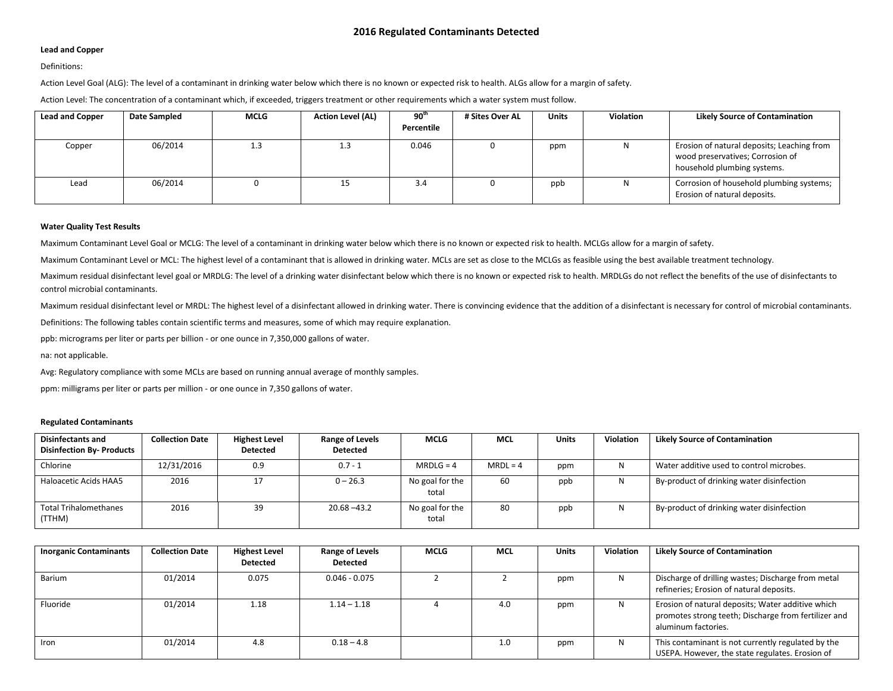## 2016 Regulated Contaminants Detected

**Lead and Copper**

Definitions:

Action Level Goal (ALG): The level of a contaminant in drinking water below which there is no known or expected risk to health. ALGs allow for a margin of safety.

Action Level: The concentration of a contaminant which, if exceeded, triggers treatment or other requirements which a water system must follow.

| Lead and Copper | Date Sampled | MCLG | Action Level (AL) | 90th Percentile | # Sites Over AL | Units | Violation | Likely Source of Contamination |
|---|---|---|---|---|---|---|---|---|
| Copper | 06/2014 | 1.3 | 1.3 | 0.046 | 0 | ppm | N | Erosion of natural deposits; Leaching from wood preservatives; Corrosion of household plumbing systems. |
| Lead | 06/2014 | 0 | 15 | 3.4 | 0 | ppb | N | Corrosion of household plumbing systems; Erosion of natural deposits. |

**Water Quality Test Results**

Maximum Contaminant Level Goal or MCLG: The level of a contaminant in drinking water below which there is no known or expected risk to health. MCLGs allow for a margin of safety.

Maximum Contaminant Level or MCL: The highest level of a contaminant that is allowed in drinking water. MCLs are set as close to the MCLGs as feasible using the best available treatment technology.

Maximum residual disinfectant level goal or MRDLG: The level of a drinking water disinfectant below which there is no known or expected risk to health. MRDLGs do not reflect the benefits of the use of disinfectants to control microbial contaminants.

Maximum residual disinfectant level or MRDL: The highest level of a disinfectant allowed in drinking water. There is convincing evidence that the addition of a disinfectant is necessary for control of microbial contaminants.

Definitions: The following tables contain scientific terms and measures, some of which may require explanation.

ppb: micrograms per liter or parts per billion - or one ounce in 7,350,000 gallons of water.

na: not applicable.

Avg: Regulatory compliance with some MCLs are based on running annual average of monthly samples.

ppm: milligrams per liter or parts per million - or one ounce in 7,350 gallons of water.

**Regulated Contaminants**

| Disinfectants and Disinfection By- Products | Collection Date | Highest Level Detected | Range of Levels Detected | MCLG | MCL | Units | Violation | Likely Source of Contamination |
|---|---|---|---|---|---|---|---|---|
| Chlorine | 12/31/2016 | 0.9 | 0.7 - 1 | MRDLG = 4 | MRDL = 4 | ppm | N | Water additive used to control microbes. |
| Haloacetic Acids HAA5 | 2016 | 17 | 0 – 26.3 | No goal for the total | 60 | ppb | N | By-product of drinking water disinfection |
| Total Trihalomethanes (TTHM) | 2016 | 39 | 20.68 –43.2 | No goal for the total | 80 | ppb | N | By-product of drinking water disinfection |

| Inorganic Contaminants | Collection Date | Highest Level Detected | Range of Levels Detected | MCLG | MCL | Units | Violation | Likely Source of Contamination |
|---|---|---|---|---|---|---|---|---|
| Barium | 01/2014 | 0.075 | 0.046 - 0.075 | 2 | 2 | ppm | N | Discharge of drilling wastes; Discharge from metal refineries; Erosion of natural deposits. |
| Fluoride | 01/2014 | 1.18 | 1.14 – 1.18 | 4 | 4.0 | ppm | N | Erosion of natural deposits; Water additive which promotes strong teeth; Discharge from fertilizer and aluminum factories. |
| Iron | 01/2014 | 4.8 | 0.18 – 4.8 | | 1.0 | ppm | N | This contaminant is not currently regulated by the USEPA. However, the state regulates. Erosion of |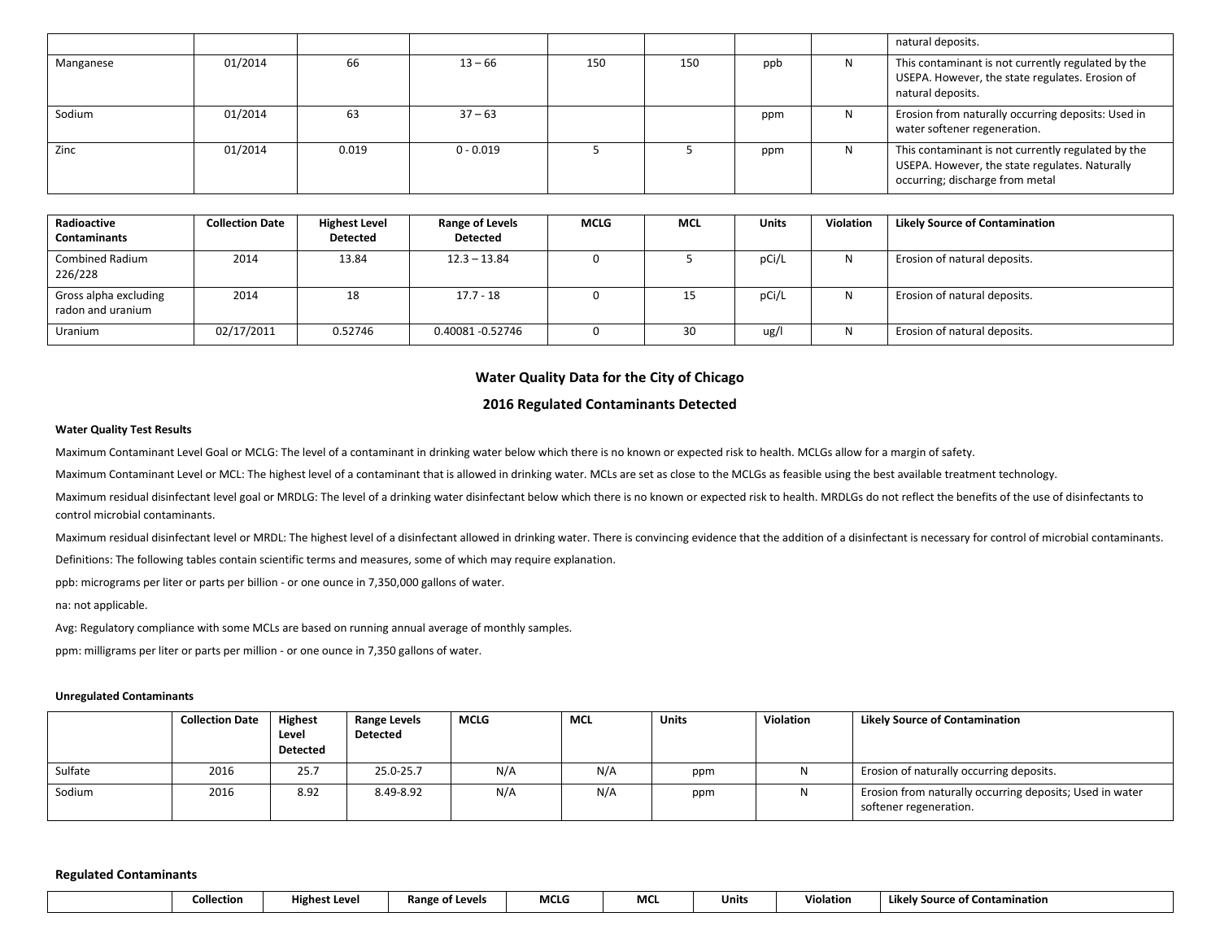| | | | | | | | | |
|---|---|---|---|---|---|---|---|---|
| | | | | | | | | natural deposits. |
| Manganese | 01/2014 | 66 | 13 – 66 | 150 | 150 | ppb | N | This contaminant is not currently regulated by the USEPA. However, the state regulates. Erosion of natural deposits. |
| Sodium | 01/2014 | 63 | 37 – 63 | | | ppm | N | Erosion from naturally occurring deposits: Used in water softener regeneration. |
| Zinc | 01/2014 | 0.019 | 0 - 0.019 | 5 | 5 | ppm | N | This contaminant is not currently regulated by the USEPA. However, the state regulates. Naturally occurring; discharge from metal |

| Radioactive Contaminants | Collection Date | Highest Level Detected | Range of Levels Detected | MCLG | MCL | Units | Violation | Likely Source of Contamination |
|---|---|---|---|---|---|---|---|---|
| Combined Radium 226/228 | 2014 | 13.84 | 12.3 – 13.84 | 0 | 5 | pCi/L | N | Erosion of natural deposits. |
| Gross alpha excluding radon and uranium | 2014 | 18 | 17.7 - 18 | 0 | 15 | pCi/L | N | Erosion of natural deposits. |
| Uranium | 02/17/2011 | 0.52746 | 0.40081 -0.52746 | 0 | 30 | ug/l | N | Erosion of natural deposits. |

## Water Quality Data for the City of Chicago

## 2016 Regulated Contaminants Detected

**Water Quality Test Results**

Maximum Contaminant Level Goal or MCLG: The level of a contaminant in drinking water below which there is no known or expected risk to health. MCLGs allow for a margin of safety.

Maximum Contaminant Level or MCL: The highest level of a contaminant that is allowed in drinking water. MCLs are set as close to the MCLGs as feasible using the best available treatment technology.

Maximum residual disinfectant level goal or MRDLG: The level of a drinking water disinfectant below which there is no known or expected risk to health. MRDLGs do not reflect the benefits of the use of disinfectants to control microbial contaminants.

Maximum residual disinfectant level or MRDL: The highest level of a disinfectant allowed in drinking water. There is convincing evidence that the addition of a disinfectant is necessary for control of microbial contaminants.

Definitions: The following tables contain scientific terms and measures, some of which may require explanation.

ppb: micrograms per liter or parts per billion - or one ounce in 7,350,000 gallons of water.

na: not applicable.

Avg: Regulatory compliance with some MCLs are based on running annual average of monthly samples.

ppm: milligrams per liter or parts per million - or one ounce in 7,350 gallons of water.

**Unregulated Contaminants**

| | Collection Date | Highest Level Detected | Range Levels Detected | MCLG | MCL | Units | Violation | Likely Source of Contamination |
|---|---|---|---|---|---|---|---|---|
| Sulfate | 2016 | 25.7 | 25.0-25.7 | N/A | N/A | ppm | N | Erosion of naturally occurring deposits. |
| Sodium | 2016 | 8.92 | 8.49-8.92 | N/A | N/A | ppm | N | Erosion from naturally occurring deposits; Used in water softener regeneration. |

**Regulated Contaminants**

| | Collection | Highest Level | Range of Levels | MCLG | MCL | Units | Violation | Likely Source of Contamination |
|---|---|---|---|---|---|---|---|---|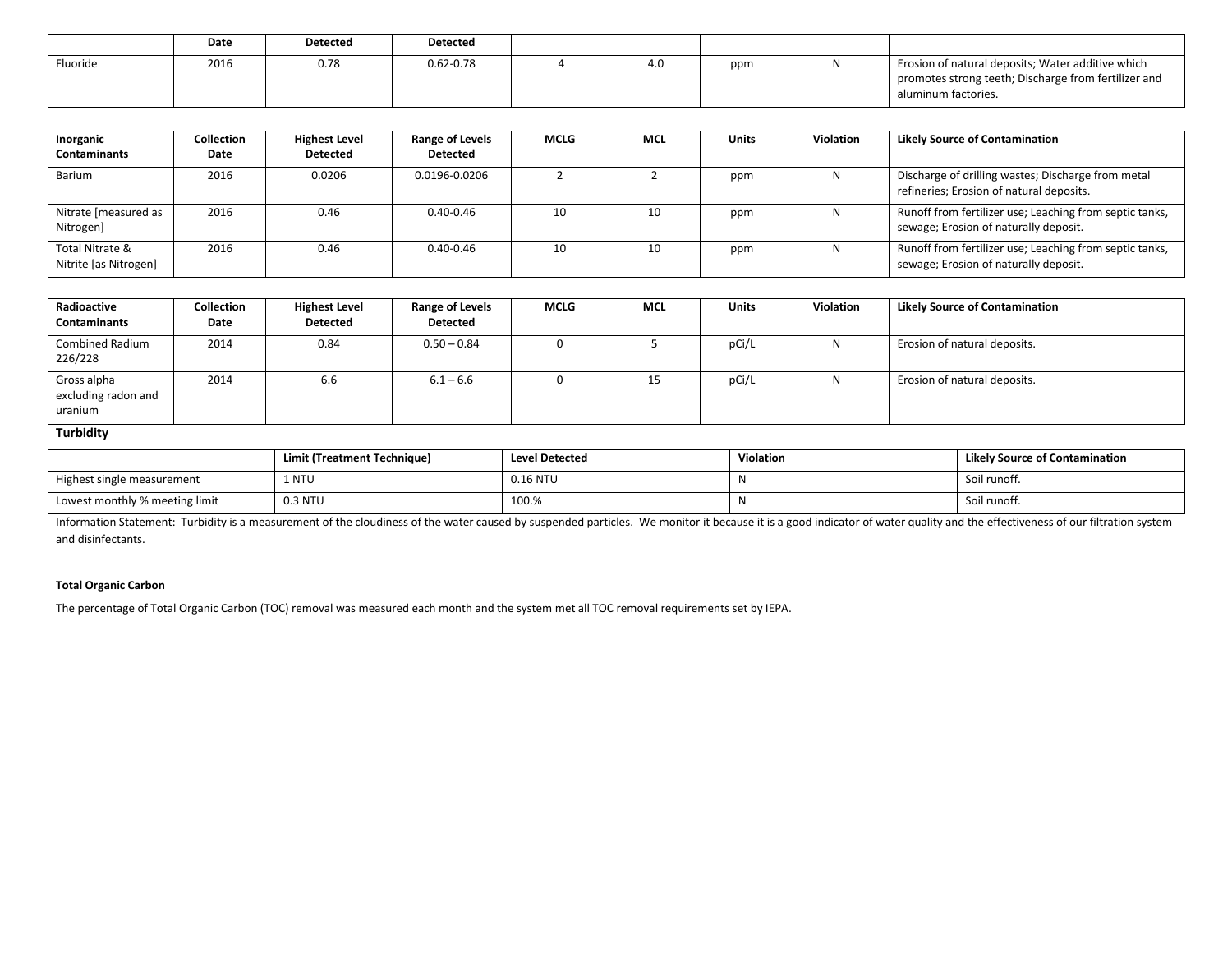| | Date | Detected | Detected | | | | | |
|---|---|---|---|---|---|---|---|---|
| Fluoride | 2016 | 0.78 | 0.62-0.78 | 4 | 4.0 | ppm | N | Erosion of natural deposits; Water additive which promotes strong teeth; Discharge from fertilizer and aluminum factories. |

| Inorganic Contaminants | Collection Date | Highest Level Detected | Range of Levels Detected | MCLG | MCL | Units | Violation | Likely Source of Contamination |
|---|---|---|---|---|---|---|---|---|
| Barium | 2016 | 0.0206 | 0.0196-0.0206 | 2 | 2 | ppm | N | Discharge of drilling wastes; Discharge from metal refineries; Erosion of natural deposits. |
| Nitrate [measured as Nitrogen] | 2016 | 0.46 | 0.40-0.46 | 10 | 10 | ppm | N | Runoff from fertilizer use; Leaching from septic tanks, sewage; Erosion of naturally deposit. |
| Total Nitrate & Nitrite [as Nitrogen] | 2016 | 0.46 | 0.40-0.46 | 10 | 10 | ppm | N | Runoff from fertilizer use; Leaching from septic tanks, sewage; Erosion of naturally deposit. |

| Radioactive Contaminants | Collection Date | Highest Level Detected | Range of Levels Detected | MCLG | MCL | Units | Violation | Likely Source of Contamination |
|---|---|---|---|---|---|---|---|---|
| Combined Radium 226/228 | 2014 | 0.84 | 0.50 – 0.84 | 0 | 5 | pCi/L | N | Erosion of natural deposits. |
| Gross alpha excluding radon and uranium | 2014 | 6.6 | 6.1 – 6.6 | 0 | 15 | pCi/L | N | Erosion of natural deposits. |

**Turbidity**

| | Limit (Treatment Technique) | Level Detected | Violation | Likely Source of Contamination |
|---|---|---|---|---|
| Highest single measurement | 1 NTU | 0.16 NTU | N | Soil runoff. |
| Lowest monthly % meeting limit | 0.3 NTU | 100.% | N | Soil runoff. |

Information Statement: Turbidity is a measurement of the cloudiness of the water caused by suspended particles. We monitor it because it is a good indicator of water quality and the effectiveness of our filtration system and disinfectants.

**Total Organic Carbon**

The percentage of Total Organic Carbon (TOC) removal was measured each month and the system met all TOC removal requirements set by IEPA.